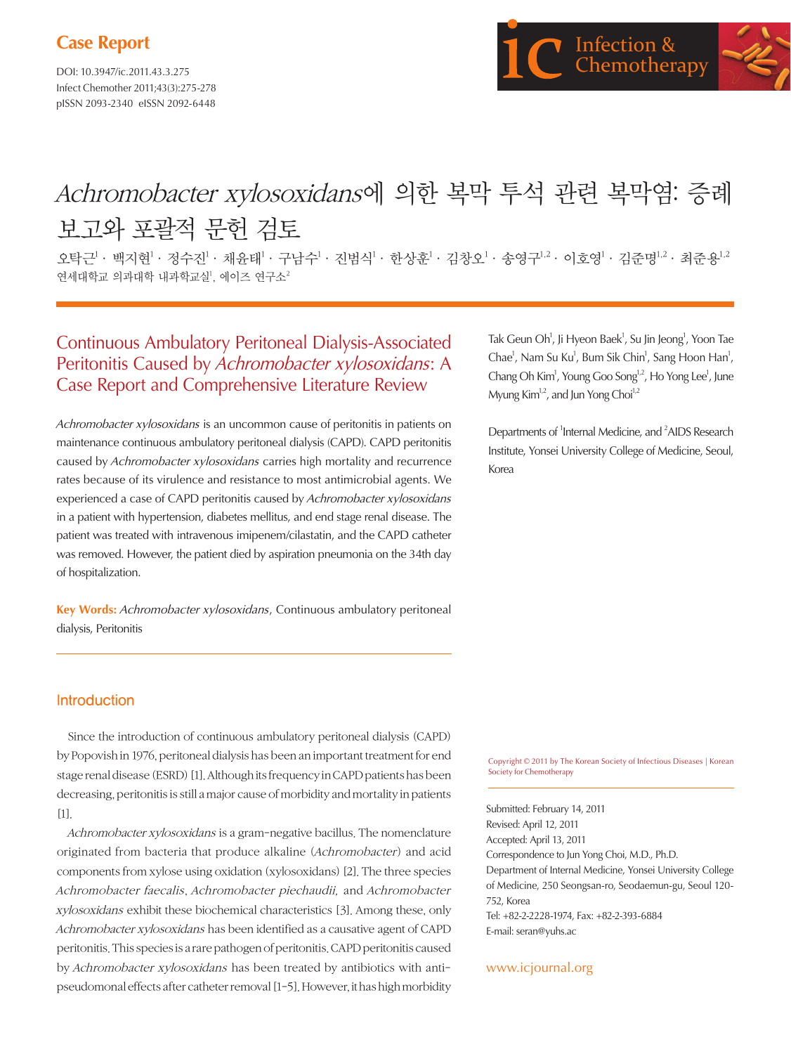Case Report

DOI: 10.3947/ic.2011.43.3.275
Infect Chemother 2011;43(3):275-278
pISSN 2093-2340 eISSN 2092-6448

# *Achromobacter xylosoxidans*에 의한 복막 투석 관련 복막염: 증례 보고와 포괄적 문헌 검토

오탁근[1] · 백지현[1] · 정수진[1] · 채윤태[1] · 구남수[1] · 진범식[1] · 한상훈[1] · 김창오[1] · 송영구[1,2] · 이호영[1] · 김준명[1,2] · 최준용[1,2]
연세대학교 의과대학 내과학교실[1], 에이즈 연구소[2]

## Continuous Ambulatory Peritoneal Dialysis-Associated Peritonitis Caused by *Achromobacter xylosoxidans*: A Case Report and Comprehensive Literature Review

Tak Geun Oh[1], Ji Hyeon Baek[1], Su Jin Jeong[1], Yoon Tae Chae[1], Nam Su Ku[1], Bum Sik Chin[1], Sang Hoon Han[1], Chang Oh Kim[1], Young Goo Song[1,2], Ho Yong Lee[1], June Myung Kim[1,2], and Jun Yong Choi[1,2]

Departments of [1]Internal Medicine, and [2]AIDS Research Institute, Yonsei University College of Medicine, Seoul, Korea

*Achromobacter xylosoxidans* is an uncommon cause of peritonitis in patients on maintenance continuous ambulatory peritoneal dialysis (CAPD). CAPD peritonitis caused by *Achromobacter xylosoxidans* carries high mortality and recurrence rates because of its virulence and resistance to most antimicrobial agents. We experienced a case of CAPD peritonitis caused by *Achromobacter xylosoxidans* in a patient with hypertension, diabetes mellitus, and end stage renal disease. The patient was treated with intravenous imipenem/cilastatin, and the CAPD catheter was removed. However, the patient died by aspiration pneumonia on the 34th day of hospitalization.

**Key Words:** *Achromobacter xylosoxidans*, Continuous ambulatory peritoneal dialysis, Peritonitis

Copyright © 2011 by The Korean Society of Infectious Diseases | Korean Society for Chemotherapy

Submitted: February 14, 2011
Revised: April 12, 2011
Accepted: April 13, 2011
Correspondence to Jun Yong Choi, M.D., Ph.D.
Department of Internal Medicine, Yonsei University College of Medicine, 250 Seongsan-ro, Seodaemun-gu, Seoul 120-752, Korea
Tel: +82-2-2228-1974, Fax: +82-2-393-6884
E-mail: seran@yuhs.ac

www.icjournal.org

## Introduction

Since the introduction of continuous ambulatory peritoneal dialysis (CAPD) by Popovish in 1976, peritoneal dialysis has been an important treatment for end stage renal disease (ESRD) [1]. Although its frequency in CAPD patients has been decreasing, peritonitis is still a major cause of morbidity and mortality in patients [1].

*Achromobacter xylosoxidans* is a gram-negative bacillus. The nomenclature originated from bacteria that produce alkaline (*Achromobacter*) and acid components from xylose using oxidation (xylosoxidans) [2]. The three species *Achromobacter faecalis*, *Achromobacter piechaudii*, and *Achromobacter xylosoxidans* exhibit these biochemical characteristics [3]. Among these, only *Achromobacter xylosoxidans* has been identified as a causative agent of CAPD peritonitis. This species is a rare pathogen of peritonitis. CAPD peritonitis caused by *Achromobacter xylosoxidans* has been treated by antibiotics with anti-pseudomonal effects after catheter removal [1-5]. However, it has high morbidity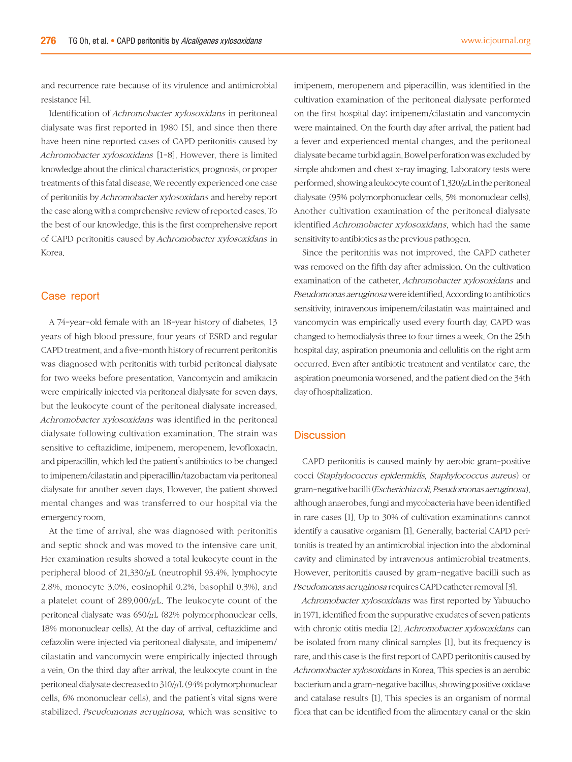and recurrence rate because of its virulence and antimicrobial resistance [4].

Identification of *Achromobacter xylosoxidans* in peritoneal dialysate was first reported in 1980 [5], and since then there have been nine reported cases of CAPD peritonitis caused by *Achromobacter xylosoxidans* [1-8]. However, there is limited knowledge about the clinical characteristics, prognosis, or proper treatments of this fatal disease. We recently experienced one case of peritonitis by *Achromobacter xylosoxidans* and hereby report the case along with a comprehensive review of reported cases. To the best of our knowledge, this is the first comprehensive report of CAPD peritonitis caused by *Achromobacter xylosoxidans* in Korea.

## Case report

A 74-year-old female with an 18-year history of diabetes, 13 years of high blood pressure, four years of ESRD and regular CAPD treatment, and a five-month history of recurrent peritonitis was diagnosed with peritonitis with turbid peritoneal dialysate for two weeks before presentation. Vancomycin and amikacin were empirically injected via peritoneal dialysate for seven days, but the leukocyte count of the peritoneal dialysate increased. *Achromobacter xylosoxidans* was identified in the peritoneal dialysate following cultivation examination. The strain was sensitive to ceftazidime, imipenem, meropenem, levofloxacin, and piperacillin, which led the patient's antibiotics to be changed to imipenem/cilastatin and piperacillin/tazobactam via peritoneal dialysate for another seven days. However, the patient showed mental changes and was transferred to our hospital via the emergency room.

At the time of arrival, she was diagnosed with peritonitis and septic shock and was moved to the intensive care unit. Her examination results showed a total leukocyte count in the peripheral blood of 21,330/$\mu$L (neutrophil 93.4%, lymphocyte 2.8%, monocyte 3.0%, eosinophil 0.2%, basophil 0.3%), and a platelet count of 289,000/$\mu$L. The leukocyte count of the peritoneal dialysate was 650/$\mu$L (82% polymorphonuclear cells, 18% mononuclear cells). At the day of arrival, ceftazidime and cefazolin were injected via peritoneal dialysate, and imipenem/cilastatin and vancomycin were empirically injected through a vein. On the third day after arrival, the leukocyte count in the peritoneal dialysate decreased to 310/$\mu$L (94% polymorphonuclear cells, 6% mononuclear cells), and the patient's vital signs were stabilized. *Pseudomonas aeruginosa,* which was sensitive to imipenem, meropenem and piperacillin, was identified in the cultivation examination of the peritoneal dialysate performed on the first hospital day; imipenem/cilastatin and vancomycin were maintained. On the fourth day after arrival, the patient had a fever and experienced mental changes, and the peritoneal dialysate became turbid again. Bowel perforation was excluded by simple abdomen and chest x-ray imaging. Laboratory tests were performed, showing a leukocyte count of 1,320/$\mu$L in the peritoneal dialysate (95% polymorphonuclear cells, 5% mononuclear cells). Another cultivation examination of the peritoneal dialysate identified *Achromobacter xylosoxidans*, which had the same sensitivity to antibiotics as the previous pathogen.

Since the peritonitis was not improved, the CAPD catheter was removed on the fifth day after admission. On the cultivation examination of the catheter, *Achromobacter xylosoxidans* and *Pseudomonas aeruginosa* were identified. According to antibiotics sensitivity, intravenous imipenem/cilastatin was maintained and vancomycin was empirically used every fourth day. CAPD was changed to hemodialysis three to four times a week. On the 25th hospital day, aspiration pneumonia and cellulitis on the right arm occurred. Even after antibiotic treatment and ventilator care, the aspiration pneumonia worsened, and the patient died on the 34th day of hospitalization.

## Discussion

CAPD peritonitis is caused mainly by aerobic gram-positive cocci (*Staphylococcus epidermidis, Staphylococcus aureus*) or gram-negative bacilli (*Escherichia coli, Pseudomonas aeruginosa*), although anaerobes, fungi and mycobacteria have been identified in rare cases [1]. Up to 30% of cultivation examinations cannot identify a causative organism [1]. Generally, bacterial CAPD peritonitis is treated by an antimicrobial injection into the abdominal cavity and eliminated by intravenous antimicrobial treatments. However, peritonitis caused by gram-negative bacilli such as *Pseudomonas aeruginosa* requires CAPD catheter removal [3].

*Achromobacter xylosoxidans* was first reported by Yabuucho in 1971, identified from the suppurative exudates of seven patients with chronic otitis media [2]. *Achromobacter xylosoxidans* can be isolated from many clinical samples [1], but its frequency is rare, and this case is the first report of CAPD peritonitis caused by *Achromobacter xylosoxidans* in Korea. This species is an aerobic bacterium and a gram-negative bacillus, showing positive oxidase and catalase results [1]. This species is an organism of normal flora that can be identified from the alimentary canal or the skin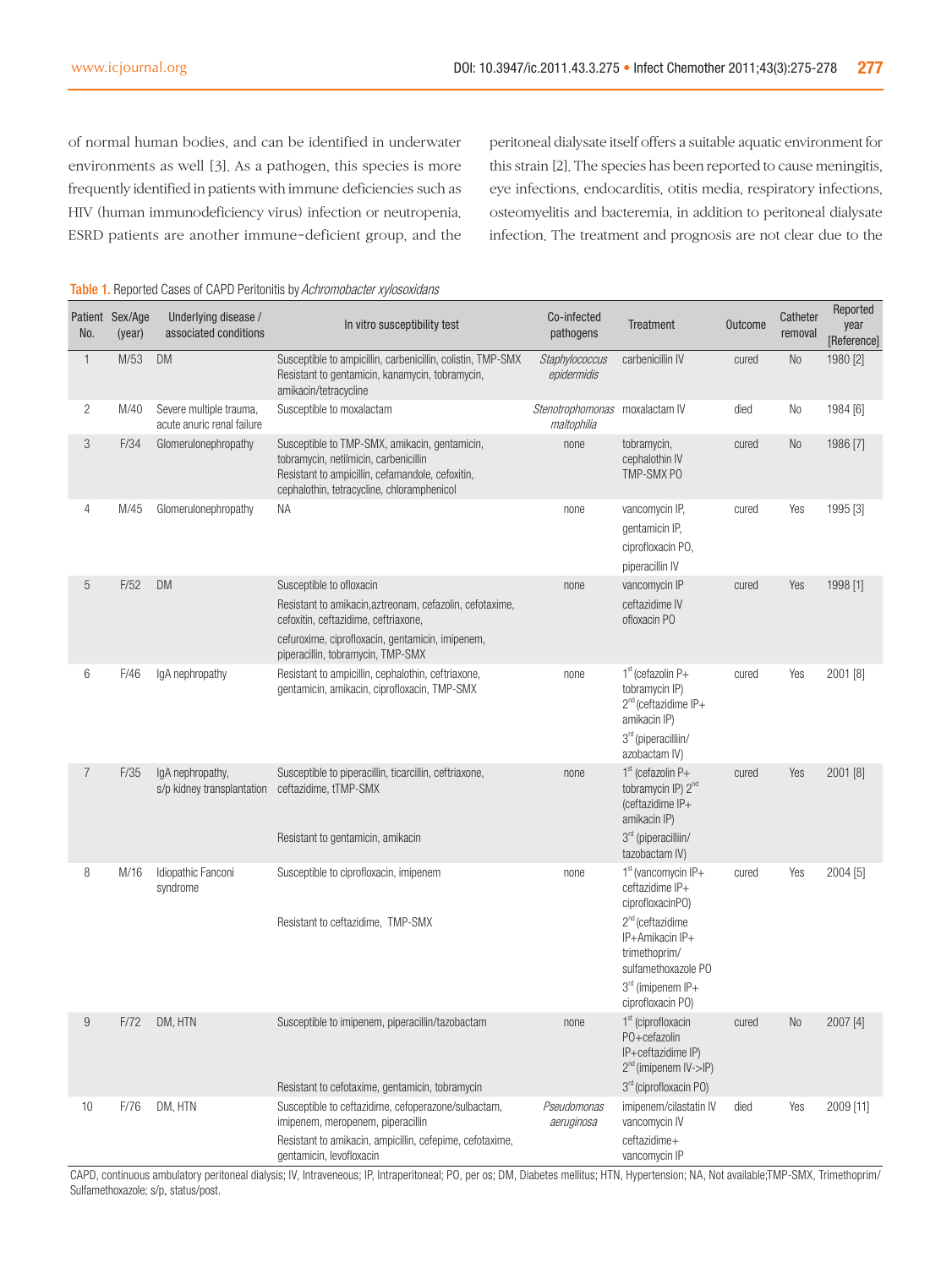of normal human bodies, and can be identified in underwater environments as well [3]. As a pathogen, this species is more frequently identified in patients with immune deficiencies such as HIV (human immunodeficiency virus) infection or neutropenia. ESRD patients are another immune-deficient group, and the peritoneal dialysate itself offers a suitable aquatic environment for this strain [2]. The species has been reported to cause meningitis, eye infections, endocarditis, otitis media, respiratory infections, osteomyelitis and bacteremia, in addition to peritoneal dialysate infection. The treatment and prognosis are not clear due to the

Table 1. Reported Cases of CAPD Peritonitis by *Achromobacter xylosoxidans*

| Patient No. | Sex/Age (year) | Underlying disease / associated conditions | In vitro susceptibility test | Co-infected pathogens | Treatment | Outcome | Catheter removal | Reported year [Reference] |
|---|---|---|---|---|---|---|---|---|
| 1 | M/53 | DM | Susceptible to ampicillin, carbenicillin, colistin, TMP-SMX Resistant to gentamicin, kanamycin, tobramycin, amikacin/tetracycline | *Staphylococcus epidermidis* | carbenicillin IV | cured | No | 1980 [2] |
| 2 | M/40 | Severe multiple trauma, acute anuric renal failure | Susceptible to moxalactam | *Stenotrophomonas maltophilia* | moxalactam IV | died | No | 1984 [6] |
| 3 | F/34 | Glomerulonephropathy | Susceptible to TMP-SMX, amikacin, gentamicin, tobramycin, netilmicin, carbenicillin Resistant to ampicillin, cefamandole, cefoxitin, cephalothin, tetracycline, chloramphenicol | none | tobramycin, cephalothin IV TMP-SMX PO | cured | No | 1986 [7] |
| 4 | M/45 | Glomerulonephropathy | NA | none | vancomycin IP, gentamicin IP, ciprofloxacin PO, piperacillin IV | cured | Yes | 1995 [3] |
| 5 | F/52 | DM | Susceptible to ofloxacin Resistant to amikacin,aztreonam, cefazolin, cefotaxime, cefoxitin, ceftazidime, ceftriaxone, cefuroxime, ciprofloxacin, gentamicin, imipenem, piperacillin, tobramycin, TMP-SMX | none | vancomycin IP ceftazidime IV ofloxacin PO | cured | Yes | 1998 [1] |
| 6 | F/46 | IgA nephropathy | Resistant to ampicillin, cephalothin, ceftriaxone, gentamicin, amikacin, ciprofloxacin, TMP-SMX | none | 1st (cefazolin P+ tobramycin IP) 2nd (ceftazidime IP+ amikacin IP) 3rd (piperacilliin/ azobactam IV) | cured | Yes | 2001 [8] |
| 7 | F/35 | IgA nephropathy, s/p kidney transplantation | Susceptible to piperacillin, ticarcillin, ceftriaxone, ceftazidime, tTMP-SMX Resistant to gentamicin, amikacin | none | 1st (cefazolin P+ tobramycin IP) 2nd (ceftazidime IP+ amikacin IP) 3rd (piperacilliin/ tazobactam IV) | cured | Yes | 2001 [8] |
| 8 | M/16 | Idiopathic Fanconi syndrome | Susceptible to ciprofloxacin, imipenem Resistant to ceftazidime, TMP-SMX | none | 1st (vancomycin IP+ ceftazidime IP+ ciprofloxacinPO) 2nd (ceftazidime IP+Amikacin IP+ trimethoprim/ sulfamethoxazole PO 3rd (imipenem IP+ ciprofloxacin PO) | cured | Yes | 2004 [5] |
| 9 | F/72 | DM, HTN | Susceptible to imipenem, piperacillin/tazobactam Resistant to cefotaxime, gentamicin, tobramycin | none | 1st (ciprofloxacin PO+cefazolin IP+ceftazidime IP) 2nd (imipenem IV->IP) 3rd (ciprofloxacin PO) | cured | No | 2007 [4] |
| 10 | F/76 | DM, HTN | Susceptible to ceftazidime, cefoperazone/sulbactam, imipenem, meropenem, piperacillin Resistant to amikacin, ampicillin, cefepime, cefotaxime, gentamicin, levofloxacin | *Pseudomonas aeruginosa* | imipenem/cilastatin IV vancomycin IV ceftazidime+ vancomycin IP | died | Yes | 2009 [11] |

CAPD, continuous ambulatory peritoneal dialysis; IV, Intraveneous; IP, Intraperitoneal; PO, per os; DM, Diabetes mellitus; HTN, Hypertension; NA, Not available;TMP-SMX, Trimethoprim/Sulfamethoxazole; s/p, status/post.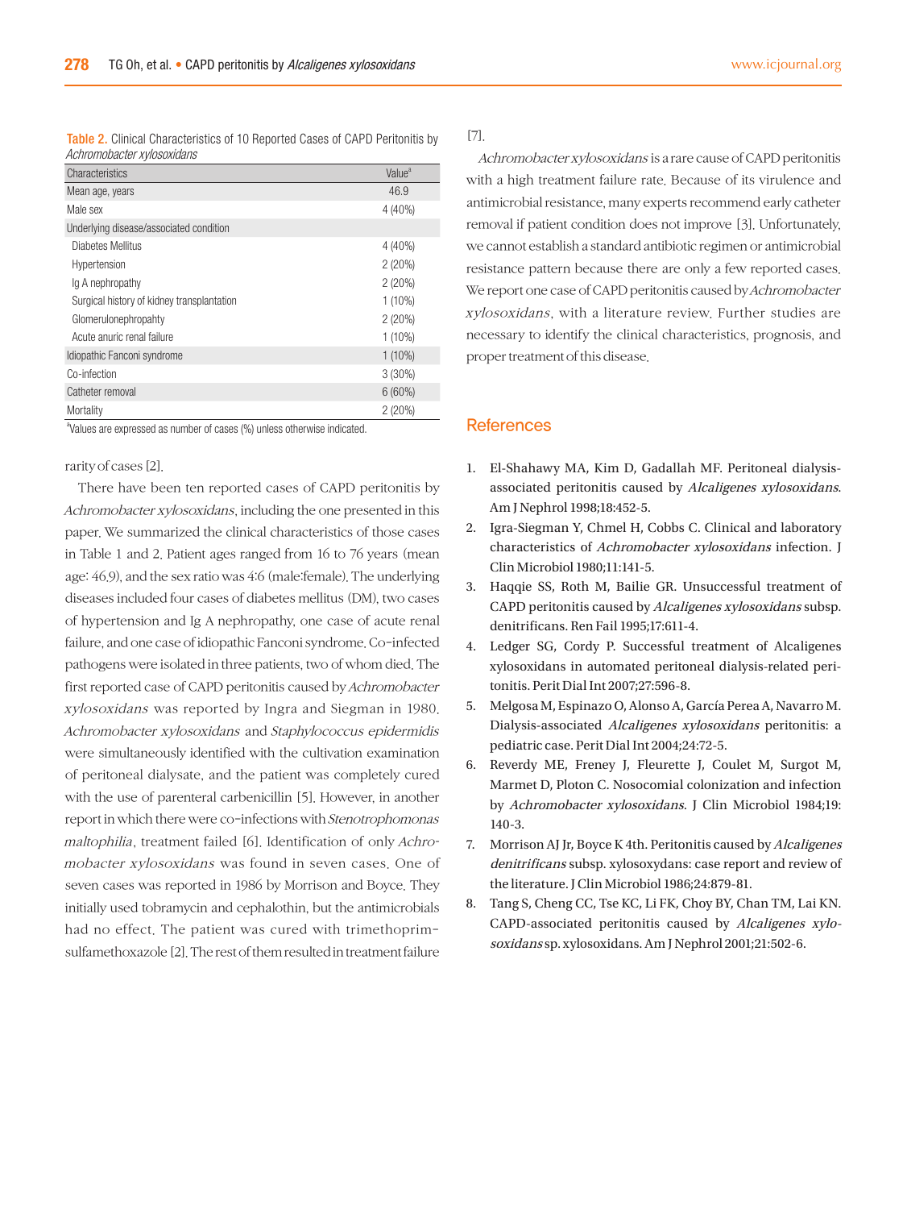Table 2. Clinical Characteristics of 10 Reported Cases of CAPD Peritonitis by *Achromobacter xylosoxidans*

| Characteristics | Value[a] |
|---|---|
| Mean age, years | 46.9 |
| Male sex | 4 (40%) |
| Underlying disease/associated condition | |
| Diabetes Mellitus | 4 (40%) |
| Hypertension | 2 (20%) |
| Ig A nephropathy | 2 (20%) |
| Surgical history of kidney transplantation | 1 (10%) |
| Glomerulonephropahty | 2 (20%) |
| Acute anuric renal failure | 1 (10%) |
| Idiopathic Fanconi syndrome | 1 (10%) |
| Co-infection | 3 (30%) |
| Catheter removal | 6 (60%) |
| Mortality | 2 (20%) |

[a]Values are expressed as number of cases (%) unless otherwise indicated.

rarity of cases [2].

There have been ten reported cases of CAPD peritonitis by *Achromobacter xylosoxidans*, including the one presented in this paper. We summarized the clinical characteristics of those cases in Table 1 and 2. Patient ages ranged from 16 to 76 years (mean age: 46.9), and the sex ratio was 4:6 (male:female). The underlying diseases included four cases of diabetes mellitus (DM), two cases of hypertension and Ig A nephropathy, one case of acute renal failure, and one case of idiopathic Fanconi syndrome. Co-infected pathogens were isolated in three patients, two of whom died. The first reported case of CAPD peritonitis caused by *Achromobacter xylosoxidans* was reported by Ingra and Siegman in 1980. *Achromobacter xylosoxidans* and *Staphylococcus epidermidis* were simultaneously identified with the cultivation examination of peritoneal dialysate, and the patient was completely cured with the use of parenteral carbenicillin [5]. However, in another report in which there were co-infections with *Stenotrophomonas maltophilia*, treatment failed [6]. Identification of only *Achromobacter xylosoxidans* was found in seven cases. One of seven cases was reported in 1986 by Morrison and Boyce. They initially used tobramycin and cephalothin, but the antimicrobials had no effect. The patient was cured with trimethoprim-sulfamethoxazole [2]. The rest of them resulted in treatment failure [7].

*Achromobacter xylosoxidans* is a rare cause of CAPD peritonitis with a high treatment failure rate. Because of its virulence and antimicrobial resistance, many experts recommend early catheter removal if patient condition does not improve [3]. Unfortunately, we cannot establish a standard antibiotic regimen or antimicrobial resistance pattern because there are only a few reported cases. We report one case of CAPD peritonitis caused by *Achromobacter xylosoxidans*, with a literature review. Further studies are necessary to identify the clinical characteristics, prognosis, and proper treatment of this disease.

## References

1. El-Shahawy MA, Kim D, Gadallah MF. Peritoneal dialysis-associated peritonitis caused by *Alcaligenes xylosoxidans*. Am J Nephrol 1998;18:452-5.
2. Igra-Siegman Y, Chmel H, Cobbs C. Clinical and laboratory characteristics of *Achromobacter xylosoxidans* infection. J Clin Microbiol 1980;11:141-5.
3. Haqqie SS, Roth M, Bailie GR. Unsuccessful treatment of CAPD peritonitis caused by *Alcaligenes xylosoxidans* subsp. denitrificans. Ren Fail 1995;17:611-4.
4. Ledger SG, Cordy P. Successful treatment of Alcaligenes xylosoxidans in automated peritoneal dialysis-related peritonitis. Perit Dial Int 2007;27:596-8.
5. Melgosa M, Espinazo O, Alonso A, García Perea A, Navarro M. Dialysis-associated *Alcaligenes xylosoxidans* peritonitis: a pediatric case. Perit Dial Int 2004;24:72-5.
6. Reverdy ME, Freney J, Fleurette J, Coulet M, Surgot M, Marmet D, Ploton C. Nosocomial colonization and infection by *Achromobacter xylosoxidans*. J Clin Microbiol 1984;19:140-3.
7. Morrison AJ Jr, Boyce K 4th. Peritonitis caused by *Alcaligenes denitrificans* subsp. xylosoxydans: case report and review of the literature. J Clin Microbiol 1986;24:879-81.
8. Tang S, Cheng CC, Tse KC, Li FK, Choy BY, Chan TM, Lai KN. CAPD-associated peritonitis caused by *Alcaligenes xylosoxidans* sp. xylosoxidans. Am J Nephrol 2001;21:502-6.